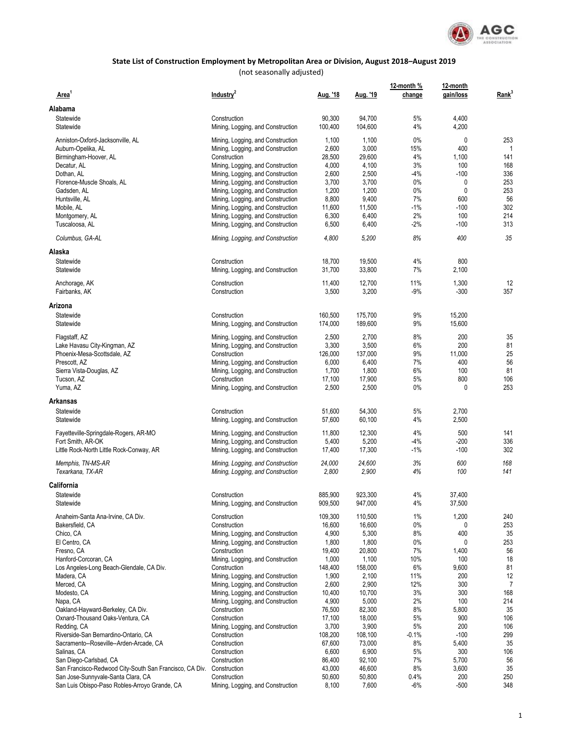## State List of Construction Employment by Metropolitan Area or Division, August 2018–August 2019

(not seasonally adjusted)

| Area[1] | Industry[2] | Aug. '18 | Aug. '19 | 12-month % change | 12-month gain/loss | Rank[3] |
|---|---|---|---|---|---|---|
| **Alabama** | | | | | | |
| Statewide | Construction | 90,300 | 94,700 | 5% | 4,400 | |
| Statewide | Mining, Logging, and Construction | 100,400 | 104,600 | 4% | 4,200 | |
| Anniston-Oxford-Jacksonville, AL | Mining, Logging, and Construction | 1,100 | 1,100 | 0% | 0 | 253 |
| Auburn-Opelika, AL | Mining, Logging, and Construction | 2,600 | 3,000 | 15% | 400 | 1 |
| Birmingham-Hoover, AL | Construction | 28,500 | 29,600 | 4% | 1,100 | 141 |
| Decatur, AL | Mining, Logging, and Construction | 4,000 | 4,100 | 3% | 100 | 168 |
| Dothan, AL | Mining, Logging, and Construction | 2,600 | 2,500 | -4% | -100 | 336 |
| Florence-Muscle Shoals, AL | Mining, Logging, and Construction | 3,700 | 3,700 | 0% | 0 | 253 |
| Gadsden, AL | Mining, Logging, and Construction | 1,200 | 1,200 | 0% | 0 | 253 |
| Huntsville, AL | Mining, Logging, and Construction | 8,800 | 9,400 | 7% | 600 | 56 |
| Mobile, AL | Mining, Logging, and Construction | 11,600 | 11,500 | -1% | -100 | 302 |
| Montgomery, AL | Mining, Logging, and Construction | 6,300 | 6,400 | 2% | 100 | 214 |
| Tuscaloosa, AL | Mining, Logging, and Construction | 6,500 | 6,400 | -2% | -100 | 313 |
| *Columbus, GA-AL* | *Mining, Logging, and Construction* | *4,800* | *5,200* | *8%* | *400* | *35* |
| **Alaska** | | | | | | |
| Statewide | Construction | 18,700 | 19,500 | 4% | 800 | |
| Statewide | Mining, Logging, and Construction | 31,700 | 33,800 | 7% | 2,100 | |
| Anchorage, AK | Construction | 11,400 | 12,700 | 11% | 1,300 | 12 |
| Fairbanks, AK | Construction | 3,500 | 3,200 | -9% | -300 | 357 |
| **Arizona** | | | | | | |
| Statewide | Construction | 160,500 | 175,700 | 9% | 15,200 | |
| Statewide | Mining, Logging, and Construction | 174,000 | 189,600 | 9% | 15,600 | |
| Flagstaff, AZ | Mining, Logging, and Construction | 2,500 | 2,700 | 8% | 200 | 35 |
| Lake Havasu City-Kingman, AZ | Mining, Logging, and Construction | 3,300 | 3,500 | 6% | 200 | 81 |
| Phoenix-Mesa-Scottsdale, AZ | Construction | 126,000 | 137,000 | 9% | 11,000 | 25 |
| Prescott, AZ | Mining, Logging, and Construction | 6,000 | 6,400 | 7% | 400 | 56 |
| Sierra Vista-Douglas, AZ | Mining, Logging, and Construction | 1,700 | 1,800 | 6% | 100 | 81 |
| Tucson, AZ | Construction | 17,100 | 17,900 | 5% | 800 | 106 |
| Yuma, AZ | Mining, Logging, and Construction | 2,500 | 2,500 | 0% | 0 | 253 |
| **Arkansas** | | | | | | |
| Statewide | Construction | 51,600 | 54,300 | 5% | 2,700 | |
| Statewide | Mining, Logging, and Construction | 57,600 | 60,100 | 4% | 2,500 | |
| Fayetteville-Springdale-Rogers, AR-MO | Mining, Logging, and Construction | 11,800 | 12,300 | 4% | 500 | 141 |
| Fort Smith, AR-OK | Mining, Logging, and Construction | 5,400 | 5,200 | -4% | -200 | 336 |
| Little Rock-North Little Rock-Conway, AR | Mining, Logging, and Construction | 17,400 | 17,300 | -1% | -100 | 302 |
| *Memphis, TN-MS-AR* | *Mining, Logging, and Construction* | *24,000* | *24,600* | *3%* | *600* | *168* |
| *Texarkana, TX-AR* | *Mining, Logging, and Construction* | *2,800* | *2,900* | *4%* | *100* | *141* |
| **California** | | | | | | |
| Statewide | Construction | 885,900 | 923,300 | 4% | 37,400 | |
| Statewide | Mining, Logging, and Construction | 909,500 | 947,000 | 4% | 37,500 | |
| Anaheim-Santa Ana-Irvine, CA Div. | Construction | 109,300 | 110,500 | 1% | 1,200 | 240 |
| Bakersfield, CA | Construction | 16,600 | 16,600 | 0% | 0 | 253 |
| Chico, CA | Mining, Logging, and Construction | 4,900 | 5,300 | 8% | 400 | 35 |
| El Centro, CA | Mining, Logging, and Construction | 1,800 | 1,800 | 0% | 0 | 253 |
| Fresno, CA | Construction | 19,400 | 20,800 | 7% | 1,400 | 56 |
| Hanford-Corcoran, CA | Mining, Logging, and Construction | 1,000 | 1,100 | 10% | 100 | 18 |
| Los Angeles-Long Beach-Glendale, CA Div. | Construction | 148,400 | 158,000 | 6% | 9,600 | 81 |
| Madera, CA | Mining, Logging, and Construction | 1,900 | 2,100 | 11% | 200 | 12 |
| Merced, CA | Mining, Logging, and Construction | 2,600 | 2,900 | 12% | 300 | 7 |
| Modesto, CA | Mining, Logging, and Construction | 10,400 | 10,700 | 3% | 300 | 168 |
| Napa, CA | Mining, Logging, and Construction | 4,900 | 5,000 | 2% | 100 | 214 |
| Oakland-Hayward-Berkeley, CA Div. | Construction | 76,500 | 82,300 | 8% | 5,800 | 35 |
| Oxnard-Thousand Oaks-Ventura, CA | Construction | 17,100 | 18,000 | 5% | 900 | 106 |
| Redding, CA | Mining, Logging, and Construction | 3,700 | 3,900 | 5% | 200 | 106 |
| Riverside-San Bernardino-Ontario, CA | Construction | 108,200 | 108,100 | -0.1% | -100 | 299 |
| Sacramento--Roseville--Arden-Arcade, CA | Construction | 67,600 | 73,000 | 8% | 5,400 | 35 |
| Salinas, CA | Construction | 6,600 | 6,900 | 5% | 300 | 106 |
| San Diego-Carlsbad, CA | Construction | 86,400 | 92,100 | 7% | 5,700 | 56 |
| San Francisco-Redwood City-South San Francisco, CA Div. | Construction | 43,000 | 46,600 | 8% | 3,600 | 35 |
| San Jose-Sunnyvale-Santa Clara, CA | Construction | 50,600 | 50,800 | 0.4% | 200 | 250 |
| San Luis Obispo-Paso Robles-Arroyo Grande, CA | Mining, Logging, and Construction | 8,100 | 7,600 | -6% | -500 | 348 |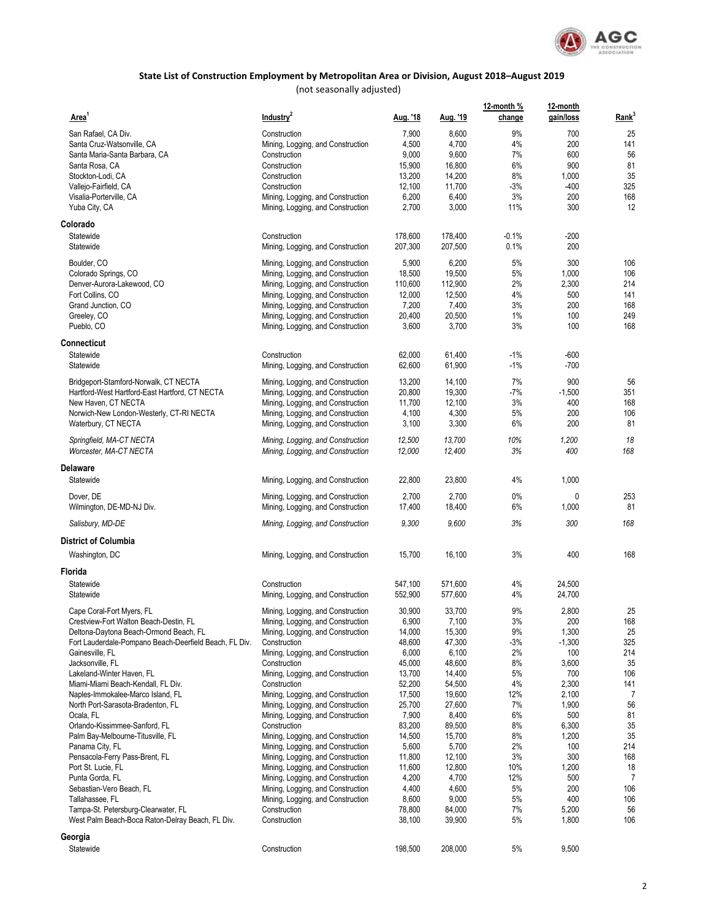# State List of Construction Employment by Metropolitan Area or Division, August 2018–August 2019

(not seasonally adjusted)

| Area[1] | Industry[2] | Aug. '18 | Aug. '19 | 12-month % change | 12-month gain/loss | Rank[3] |
|---|---|---|---|---|---|---|
| San Rafael, CA Div. | Construction | 7,900 | 8,600 | 9% | 700 | 25 |
| Santa Cruz-Watsonville, CA | Mining, Logging, and Construction | 4,500 | 4,700 | 4% | 200 | 141 |
| Santa Maria-Santa Barbara, CA | Construction | 9,000 | 9,600 | 7% | 600 | 56 |
| Santa Rosa, CA | Construction | 15,900 | 16,800 | 6% | 900 | 81 |
| Stockton-Lodi, CA | Construction | 13,200 | 14,200 | 8% | 1,000 | 35 |
| Vallejo-Fairfield, CA | Construction | 12,100 | 11,700 | -3% | -400 | 325 |
| Visalia-Porterville, CA | Mining, Logging, and Construction | 6,200 | 6,400 | 3% | 200 | 168 |
| Yuba City, CA | Mining, Logging, and Construction | 2,700 | 3,000 | 11% | 300 | 12 |
| **Colorado** | | | | | | |
| Statewide | Construction | 178,600 | 178,400 | -0.1% | -200 | |
| Statewide | Mining, Logging, and Construction | 207,300 | 207,500 | 0.1% | 200 | |
| Boulder, CO | Mining, Logging, and Construction | 5,900 | 6,200 | 5% | 300 | 106 |
| Colorado Springs, CO | Mining, Logging, and Construction | 18,500 | 19,500 | 5% | 1,000 | 106 |
| Denver-Aurora-Lakewood, CO | Mining, Logging, and Construction | 110,600 | 112,900 | 2% | 2,300 | 214 |
| Fort Collins, CO | Mining, Logging, and Construction | 12,000 | 12,500 | 4% | 500 | 141 |
| Grand Junction, CO | Mining, Logging, and Construction | 7,200 | 7,400 | 3% | 200 | 168 |
| Greeley, CO | Mining, Logging, and Construction | 20,400 | 20,500 | 1% | 100 | 249 |
| Pueblo, CO | Mining, Logging, and Construction | 3,600 | 3,700 | 3% | 100 | 168 |
| **Connecticut** | | | | | | |
| Statewide | Construction | 62,000 | 61,400 | -1% | -600 | |
| Statewide | Mining, Logging, and Construction | 62,600 | 61,900 | -1% | -700 | |
| Bridgeport-Stamford-Norwalk, CT NECTA | Mining, Logging, and Construction | 13,200 | 14,100 | 7% | 900 | 56 |
| Hartford-West Hartford-East Hartford, CT NECTA | Mining, Logging, and Construction | 20,800 | 19,300 | -7% | -1,500 | 351 |
| New Haven, CT NECTA | Mining, Logging, and Construction | 11,700 | 12,100 | 3% | 400 | 168 |
| Norwich-New London-Westerly, CT-RI NECTA | Mining, Logging, and Construction | 4,100 | 4,300 | 5% | 200 | 106 |
| Waterbury, CT NECTA | Mining, Logging, and Construction | 3,100 | 3,300 | 6% | 200 | 81 |
| *Springfield, MA-CT NECTA* | *Mining, Logging, and Construction* | *12,500* | *13,700* | *10%* | *1,200* | *18* |
| *Worcester, MA-CT NECTA* | *Mining, Logging, and Construction* | *12,000* | *12,400* | *3%* | *400* | *168* |
| **Delaware** | | | | | | |
| Statewide | Mining, Logging, and Construction | 22,800 | 23,800 | 4% | 1,000 | |
| Dover, DE | Mining, Logging, and Construction | 2,700 | 2,700 | 0% | 0 | 253 |
| Wilmington, DE-MD-NJ Div. | Mining, Logging, and Construction | 17,400 | 18,400 | 6% | 1,000 | 81 |
| *Salisbury, MD-DE* | *Mining, Logging, and Construction* | *9,300* | *9,600* | *3%* | *300* | *168* |
| **District of Columbia** | | | | | | |
| Washington, DC | Mining, Logging, and Construction | 15,700 | 16,100 | 3% | 400 | 168 |
| **Florida** | | | | | | |
| Statewide | Construction | 547,100 | 571,600 | 4% | 24,500 | |
| Statewide | Mining, Logging, and Construction | 552,900 | 577,600 | 4% | 24,700 | |
| Cape Coral-Fort Myers, FL | Mining, Logging, and Construction | 30,900 | 33,700 | 9% | 2,800 | 25 |
| Crestview-Fort Walton Beach-Destin, FL | Mining, Logging, and Construction | 6,900 | 7,100 | 3% | 200 | 168 |
| Deltona-Daytona Beach-Ormond Beach, FL | Mining, Logging, and Construction | 14,000 | 15,300 | 9% | 1,300 | 25 |
| Fort Lauderdale-Pompano Beach-Deerfield Beach, FL Div. | Construction | 48,600 | 47,300 | -3% | -1,300 | 325 |
| Gainesville, FL | Mining, Logging, and Construction | 6,000 | 6,100 | 2% | 100 | 214 |
| Jacksonville, FL | Construction | 45,000 | 48,600 | 8% | 3,600 | 35 |
| Lakeland-Winter Haven, FL | Mining, Logging, and Construction | 13,700 | 14,400 | 5% | 700 | 106 |
| Miami-Miami Beach-Kendall, FL Div. | Construction | 52,200 | 54,500 | 4% | 2,300 | 141 |
| Naples-Immokalee-Marco Island, FL | Mining, Logging, and Construction | 17,500 | 19,600 | 12% | 2,100 | 7 |
| North Port-Sarasota-Bradenton, FL | Mining, Logging, and Construction | 25,700 | 27,600 | 7% | 1,900 | 56 |
| Ocala, FL | Mining, Logging, and Construction | 7,900 | 8,400 | 6% | 500 | 81 |
| Orlando-Kissimmee-Sanford, FL | Construction | 83,200 | 89,500 | 8% | 6,300 | 35 |
| Palm Bay-Melbourne-Titusville, FL | Mining, Logging, and Construction | 14,500 | 15,700 | 8% | 1,200 | 35 |
| Panama City, FL | Mining, Logging, and Construction | 5,600 | 5,700 | 2% | 100 | 214 |
| Pensacola-Ferry Pass-Brent, FL | Mining, Logging, and Construction | 11,800 | 12,100 | 3% | 300 | 168 |
| Port St. Lucie, FL | Mining, Logging, and Construction | 11,600 | 12,800 | 10% | 1,200 | 18 |
| Punta Gorda, FL | Mining, Logging, and Construction | 4,200 | 4,700 | 12% | 500 | 7 |
| Sebastian-Vero Beach, FL | Mining, Logging, and Construction | 4,400 | 4,600 | 5% | 200 | 106 |
| Tallahassee, FL | Mining, Logging, and Construction | 8,600 | 9,000 | 5% | 400 | 106 |
| Tampa-St. Petersburg-Clearwater, FL | Construction | 78,800 | 84,000 | 7% | 5,200 | 56 |
| West Palm Beach-Boca Raton-Delray Beach, FL Div. | Construction | 38,100 | 39,900 | 5% | 1,800 | 106 |
| **Georgia** | | | | | | |
| Statewide | Construction | 198,500 | 208,000 | 5% | 9,500 | |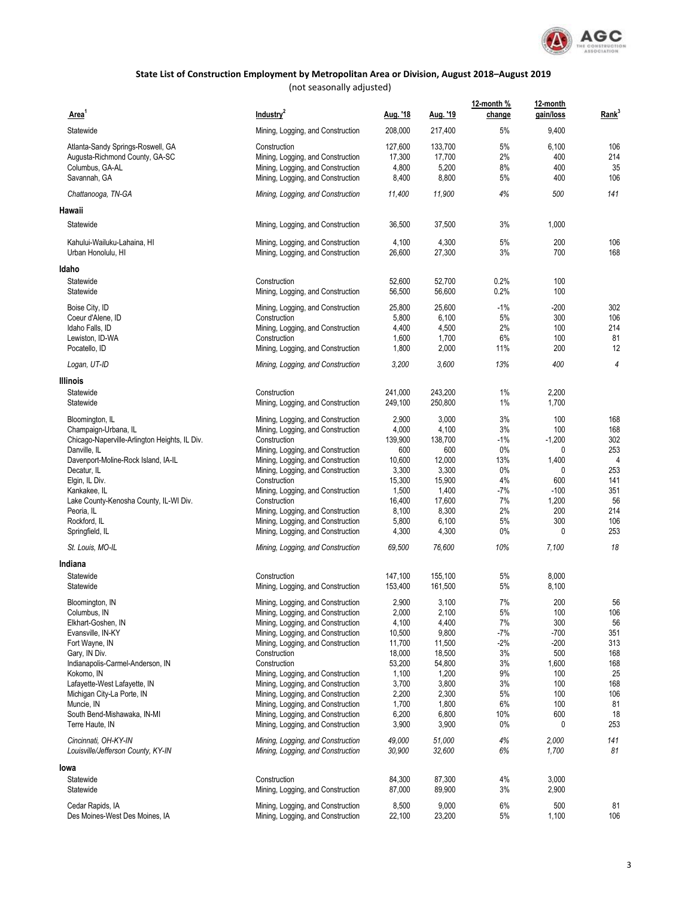## State List of Construction Employment by Metropolitan Area or Division, August 2018–August 2019

(not seasonally adjusted)

| Area[1] | Industry[2] | Aug. '18 | Aug. '19 | 12-month % change | 12-month gain/loss | Rank[3] |
|---|---|---|---|---|---|---|
| Statewide | Mining, Logging, and Construction | 208,000 | 217,400 | 5% | 9,400 | |
| Atlanta-Sandy Springs-Roswell, GA | Construction | 127,600 | 133,700 | 5% | 6,100 | 106 |
| Augusta-Richmond County, GA-SC | Mining, Logging, and Construction | 17,300 | 17,700 | 2% | 400 | 214 |
| Columbus, GA-AL | Mining, Logging, and Construction | 4,800 | 5,200 | 8% | 400 | 35 |
| Savannah, GA | Mining, Logging, and Construction | 8,400 | 8,800 | 5% | 400 | 106 |
| *Chattanooga, TN-GA* | *Mining, Logging, and Construction* | *11,400* | *11,900* | *4%* | *500* | *141* |
| **Hawaii** | | | | | | |
| Statewide | Mining, Logging, and Construction | 36,500 | 37,500 | 3% | 1,000 | |
| Kahului-Wailuku-Lahaina, HI | Mining, Logging, and Construction | 4,100 | 4,300 | 5% | 200 | 106 |
| Urban Honolulu, HI | Mining, Logging, and Construction | 26,600 | 27,300 | 3% | 700 | 168 |
| **Idaho** | | | | | | |
| Statewide | Construction | 52,600 | 52,700 | 0.2% | 100 | |
| Statewide | Mining, Logging, and Construction | 56,500 | 56,600 | 0.2% | 100 | |
| Boise City, ID | Mining, Logging, and Construction | 25,800 | 25,600 | -1% | -200 | 302 |
| Coeur d'Alene, ID | Construction | 5,800 | 6,100 | 5% | 300 | 106 |
| Idaho Falls, ID | Mining, Logging, and Construction | 4,400 | 4,500 | 2% | 100 | 214 |
| Lewiston, ID-WA | Construction | 1,600 | 1,700 | 6% | 100 | 81 |
| Pocatello, ID | Mining, Logging, and Construction | 1,800 | 2,000 | 11% | 200 | 12 |
| *Logan, UT-ID* | *Mining, Logging, and Construction* | *3,200* | *3,600* | *13%* | *400* | *4* |
| **Illinois** | | | | | | |
| Statewide | Construction | 241,000 | 243,200 | 1% | 2,200 | |
| Statewide | Mining, Logging, and Construction | 249,100 | 250,800 | 1% | 1,700 | |
| Bloomington, IL | Mining, Logging, and Construction | 2,900 | 3,000 | 3% | 100 | 168 |
| Champaign-Urbana, IL | Mining, Logging, and Construction | 4,000 | 4,100 | 3% | 100 | 168 |
| Chicago-Naperville-Arlington Heights, IL Div. | Construction | 139,900 | 138,700 | -1% | -1,200 | 302 |
| Danville, IL | Mining, Logging, and Construction | 600 | 600 | 0% | 0 | 253 |
| Davenport-Moline-Rock Island, IA-IL | Mining, Logging, and Construction | 10,600 | 12,000 | 13% | 1,400 | 4 |
| Decatur, IL | Mining, Logging, and Construction | 3,300 | 3,300 | 0% | 0 | 253 |
| Elgin, IL Div. | Construction | 15,300 | 15,900 | 4% | 600 | 141 |
| Kankakee, IL | Mining, Logging, and Construction | 1,500 | 1,400 | -7% | -100 | 351 |
| Lake County-Kenosha County, IL-WI Div. | Construction | 16,400 | 17,600 | 7% | 1,200 | 56 |
| Peoria, IL | Mining, Logging, and Construction | 8,100 | 8,300 | 2% | 200 | 214 |
| Rockford, IL | Mining, Logging, and Construction | 5,800 | 6,100 | 5% | 300 | 106 |
| Springfield, IL | Mining, Logging, and Construction | 4,300 | 4,300 | 0% | 0 | 253 |
| *St. Louis, MO-IL* | *Mining, Logging, and Construction* | *69,500* | *76,600* | *10%* | *7,100* | *18* |
| **Indiana** | | | | | | |
| Statewide | Construction | 147,100 | 155,100 | 5% | 8,000 | |
| Statewide | Mining, Logging, and Construction | 153,400 | 161,500 | 5% | 8,100 | |
| Bloomington, IN | Mining, Logging, and Construction | 2,900 | 3,100 | 7% | 200 | 56 |
| Columbus, IN | Mining, Logging, and Construction | 2,000 | 2,100 | 5% | 100 | 106 |
| Elkhart-Goshen, IN | Mining, Logging, and Construction | 4,100 | 4,400 | 7% | 300 | 56 |
| Evansville, IN-KY | Mining, Logging, and Construction | 10,500 | 9,800 | -7% | -700 | 351 |
| Fort Wayne, IN | Mining, Logging, and Construction | 11,700 | 11,500 | -2% | -200 | 313 |
| Gary, IN Div. | Construction | 18,000 | 18,500 | 3% | 500 | 168 |
| Indianapolis-Carmel-Anderson, IN | Construction | 53,200 | 54,800 | 3% | 1,600 | 168 |
| Kokomo, IN | Mining, Logging, and Construction | 1,100 | 1,200 | 9% | 100 | 25 |
| Lafayette-West Lafayette, IN | Mining, Logging, and Construction | 3,700 | 3,800 | 3% | 100 | 168 |
| Michigan City-La Porte, IN | Mining, Logging, and Construction | 2,200 | 2,300 | 5% | 100 | 106 |
| Muncie, IN | Mining, Logging, and Construction | 1,700 | 1,800 | 6% | 100 | 81 |
| South Bend-Mishawaka, IN-MI | Mining, Logging, and Construction | 6,200 | 6,800 | 10% | 600 | 18 |
| Terre Haute, IN | Mining, Logging, and Construction | 3,900 | 3,900 | 0% | 0 | 253 |
| *Cincinnati, OH-KY-IN* | *Mining, Logging, and Construction* | *49,000* | *51,000* | *4%* | *2,000* | *141* |
| *Louisville/Jefferson County, KY-IN* | *Mining, Logging, and Construction* | *30,900* | *32,600* | *6%* | *1,700* | *81* |
| **Iowa** | | | | | | |
| Statewide | Construction | 84,300 | 87,300 | 4% | 3,000 | |
| Statewide | Mining, Logging, and Construction | 87,000 | 89,900 | 3% | 2,900 | |
| Cedar Rapids, IA | Mining, Logging, and Construction | 8,500 | 9,000 | 6% | 500 | 81 |
| Des Moines-West Des Moines, IA | Mining, Logging, and Construction | 22,100 | 23,200 | 5% | 1,100 | 106 |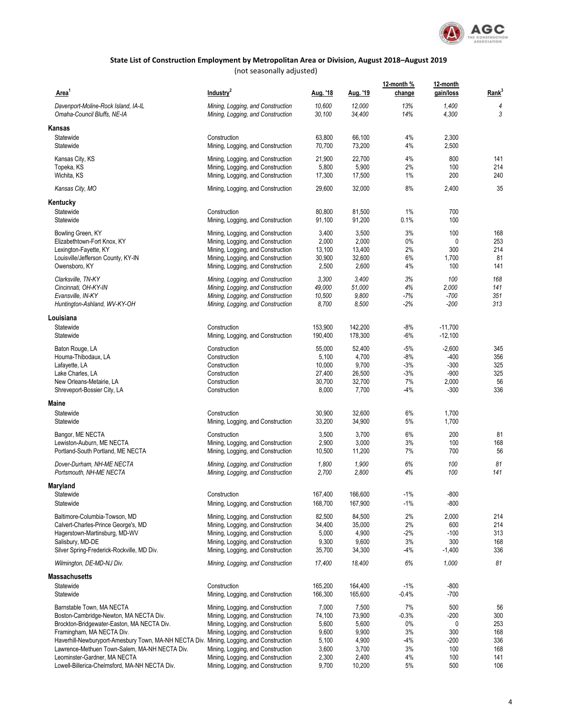## State List of Construction Employment by Metropolitan Area or Division, August 2018–August 2019

(not seasonally adjusted)

| Area[1] | Industry[2] | Aug. '18 | Aug. '19 | 12-month % change | 12-month gain/loss | Rank[3] |
|---|---|---|---|---|---|---|
| *Davenport-Moline-Rock Island, IA-IL* | *Mining, Logging, and Construction* | *10,600* | *12,000* | *13%* | *1,400* | *4* |
| *Omaha-Council Bluffs, NE-IA* | *Mining, Logging, and Construction* | *30,100* | *34,400* | *14%* | *4,300* | *3* |
| **Kansas** | | | | | | |
| Statewide | Construction | 63,800 | 66,100 | 4% | 2,300 | |
| Statewide | Mining, Logging, and Construction | 70,700 | 73,200 | 4% | 2,500 | |
| Kansas City, KS | Mining, Logging, and Construction | 21,900 | 22,700 | 4% | 800 | 141 |
| Topeka, KS | Mining, Logging, and Construction | 5,800 | 5,900 | 2% | 100 | 214 |
| Wichita, KS | Mining, Logging, and Construction | 17,300 | 17,500 | 1% | 200 | 240 |
| *Kansas City, MO* | Mining, Logging, and Construction | 29,600 | 32,000 | 8% | 2,400 | 35 |
| **Kentucky** | | | | | | |
| Statewide | Construction | 80,800 | 81,500 | 1% | 700 | |
| Statewide | Mining, Logging, and Construction | 91,100 | 91,200 | 0.1% | 100 | |
| Bowling Green, KY | Mining, Logging, and Construction | 3,400 | 3,500 | 3% | 100 | 168 |
| Elizabethtown-Fort Knox, KY | Mining, Logging, and Construction | 2,000 | 2,000 | 0% | 0 | 253 |
| Lexington-Fayette, KY | Mining, Logging, and Construction | 13,100 | 13,400 | 2% | 300 | 214 |
| Louisville/Jefferson County, KY-IN | Mining, Logging, and Construction | 30,900 | 32,600 | 6% | 1,700 | 81 |
| Owensboro, KY | Mining, Logging, and Construction | 2,500 | 2,600 | 4% | 100 | 141 |
| *Clarksville, TN-KY* | *Mining, Logging, and Construction* | *3,300* | *3,400* | *3%* | *100* | *168* |
| *Cincinnati, OH-KY-IN* | *Mining, Logging, and Construction* | *49,000* | *51,000* | *4%* | *2,000* | *141* |
| *Evansville, IN-KY* | *Mining, Logging, and Construction* | *10,500* | *9,800* | *-7%* | *-700* | *351* |
| *Huntington-Ashland, WV-KY-OH* | *Mining, Logging, and Construction* | *8,700* | *8,500* | *-2%* | *-200* | *313* |
| **Louisiana** | | | | | | |
| Statewide | Construction | 153,900 | 142,200 | -8% | -11,700 | |
| Statewide | Mining, Logging, and Construction | 190,400 | 178,300 | -6% | -12,100 | |
| Baton Rouge, LA | Construction | 55,000 | 52,400 | -5% | -2,600 | 345 |
| Houma-Thibodaux, LA | Construction | 5,100 | 4,700 | -8% | -400 | 356 |
| Lafayette, LA | Construction | 10,000 | 9,700 | -3% | -300 | 325 |
| Lake Charles, LA | Construction | 27,400 | 26,500 | -3% | -900 | 325 |
| New Orleans-Metairie, LA | Construction | 30,700 | 32,700 | 7% | 2,000 | 56 |
| Shreveport-Bossier City, LA | Construction | 8,000 | 7,700 | -4% | -300 | 336 |
| **Maine** | | | | | | |
| Statewide | Construction | 30,900 | 32,600 | 6% | 1,700 | |
| Statewide | Mining, Logging, and Construction | 33,200 | 34,900 | 5% | 1,700 | |
| Bangor, ME NECTA | Construction | 3,500 | 3,700 | 6% | 200 | 81 |
| Lewiston-Auburn, ME NECTA | Mining, Logging, and Construction | 2,900 | 3,000 | 3% | 100 | 168 |
| Portland-South Portland, ME NECTA | Mining, Logging, and Construction | 10,500 | 11,200 | 7% | 700 | 56 |
| *Dover-Durham, NH-ME NECTA* | *Mining, Logging, and Construction* | *1,800* | *1,900* | *6%* | *100* | *81* |
| *Portsmouth, NH-ME NECTA* | *Mining, Logging, and Construction* | *2,700* | *2,800* | *4%* | *100* | *141* |
| **Maryland** | | | | | | |
| Statewide | Construction | 167,400 | 166,600 | -1% | -800 | |
| Statewide | Mining, Logging, and Construction | 168,700 | 167,900 | -1% | -800 | |
| Baltimore-Columbia-Towson, MD | Mining, Logging, and Construction | 82,500 | 84,500 | 2% | 2,000 | 214 |
| Calvert-Charles-Prince George's, MD | Mining, Logging, and Construction | 34,400 | 35,000 | 2% | 600 | 214 |
| Hagerstown-Martinsburg, MD-WV | Mining, Logging, and Construction | 5,000 | 4,900 | -2% | -100 | 313 |
| Salisbury, MD-DE | Mining, Logging, and Construction | 9,300 | 9,600 | 3% | 300 | 168 |
| Silver Spring-Frederick-Rockville, MD Div. | Mining, Logging, and Construction | 35,700 | 34,300 | -4% | -1,400 | 336 |
| *Wilmington, DE-MD-NJ Div.* | *Mining, Logging, and Construction* | *17,400* | *18,400* | *6%* | *1,000* | *81* |
| **Massachusetts** | | | | | | |
| Statewide | Construction | 165,200 | 164,400 | -1% | -800 | |
| Statewide | Mining, Logging, and Construction | 166,300 | 165,600 | -0.4% | -700 | |
| Barnstable Town, MA NECTA | Mining, Logging, and Construction | 7,000 | 7,500 | 7% | 500 | 56 |
| Boston-Cambridge-Newton, MA NECTA Div. | Mining, Logging, and Construction | 74,100 | 73,900 | -0.3% | -200 | 300 |
| Brockton-Bridgewater-Easton, MA NECTA Div. | Mining, Logging, and Construction | 5,600 | 5,600 | 0% | 0 | 253 |
| Framingham, MA NECTA Div. | Mining, Logging, and Construction | 9,600 | 9,900 | 3% | 300 | 168 |
| Haverhill-Newburyport-Amesbury Town, MA-NH NECTA Div. | Mining, Logging, and Construction | 5,100 | 4,900 | -4% | -200 | 336 |
| Lawrence-Methuen Town-Salem, MA-NH NECTA Div. | Mining, Logging, and Construction | 3,600 | 3,700 | 3% | 100 | 168 |
| Leominster-Gardner, MA NECTA | Mining, Logging, and Construction | 2,300 | 2,400 | 4% | 100 | 141 |
| Lowell-Billerica-Chelmsford, MA-NH NECTA Div. | Mining, Logging, and Construction | 9,700 | 10,200 | 5% | 500 | 106 |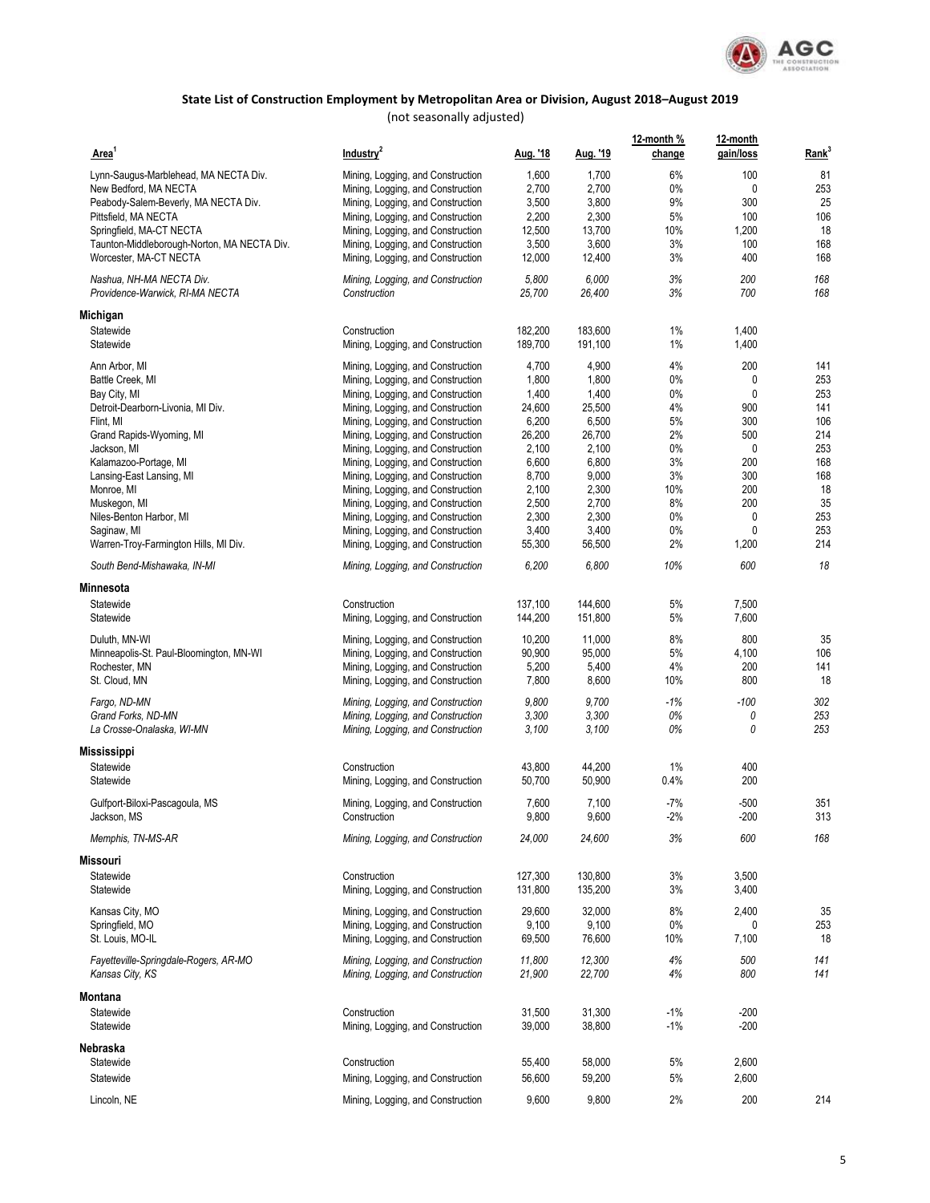**State List of Construction Employment by Metropolitan Area or Division, August 2018–August 2019**

(not seasonally adjusted)

| Area[1] | Industry[2] | Aug. '18 | Aug. '19 | 12-month % change | 12-month gain/loss | Rank[3] |
|---|---|---|---|---|---|---|
| Lynn-Saugus-Marblehead, MA NECTA Div. | Mining, Logging, and Construction | 1,600 | 1,700 | 6% | 100 | 81 |
| New Bedford, MA NECTA | Mining, Logging, and Construction | 2,700 | 2,700 | 0% | 0 | 253 |
| Peabody-Salem-Beverly, MA NECTA Div. | Mining, Logging, and Construction | 3,500 | 3,800 | 9% | 300 | 25 |
| Pittsfield, MA NECTA | Mining, Logging, and Construction | 2,200 | 2,300 | 5% | 100 | 106 |
| Springfield, MA-CT NECTA | Mining, Logging, and Construction | 12,500 | 13,700 | 10% | 1,200 | 18 |
| Taunton-Middleborough-Norton, MA NECTA Div. | Mining, Logging, and Construction | 3,500 | 3,600 | 3% | 100 | 168 |
| Worcester, MA-CT NECTA | Mining, Logging, and Construction | 12,000 | 12,400 | 3% | 400 | 168 |
| *Nashua, NH-MA NECTA Div.* | *Mining, Logging, and Construction* | *5,800* | *6,000* | *3%* | *200* | *168* |
| *Providence-Warwick, RI-MA NECTA* | *Construction* | *25,700* | *26,400* | *3%* | *700* | *168* |
| **Michigan** | | | | | | |
| Statewide | Construction | 182,200 | 183,600 | 1% | 1,400 | |
| Statewide | Mining, Logging, and Construction | 189,700 | 191,100 | 1% | 1,400 | |
| Ann Arbor, MI | Mining, Logging, and Construction | 4,700 | 4,900 | 4% | 200 | 141 |
| Battle Creek, MI | Mining, Logging, and Construction | 1,800 | 1,800 | 0% | 0 | 253 |
| Bay City, MI | Mining, Logging, and Construction | 1,400 | 1,400 | 0% | 0 | 253 |
| Detroit-Dearborn-Livonia, MI Div. | Mining, Logging, and Construction | 24,600 | 25,500 | 4% | 900 | 141 |
| Flint, MI | Mining, Logging, and Construction | 6,200 | 6,500 | 5% | 300 | 106 |
| Grand Rapids-Wyoming, MI | Mining, Logging, and Construction | 26,200 | 26,700 | 2% | 500 | 214 |
| Jackson, MI | Mining, Logging, and Construction | 2,100 | 2,100 | 0% | 0 | 253 |
| Kalamazoo-Portage, MI | Mining, Logging, and Construction | 6,600 | 6,800 | 3% | 200 | 168 |
| Lansing-East Lansing, MI | Mining, Logging, and Construction | 8,700 | 9,000 | 3% | 300 | 168 |
| Monroe, MI | Mining, Logging, and Construction | 2,100 | 2,300 | 10% | 200 | 18 |
| Muskegon, MI | Mining, Logging, and Construction | 2,500 | 2,700 | 8% | 200 | 35 |
| Niles-Benton Harbor, MI | Mining, Logging, and Construction | 2,300 | 2,300 | 0% | 0 | 253 |
| Saginaw, MI | Mining, Logging, and Construction | 3,400 | 3,400 | 0% | 0 | 253 |
| Warren-Troy-Farmington Hills, MI Div. | Mining, Logging, and Construction | 55,300 | 56,500 | 2% | 1,200 | 214 |
| *South Bend-Mishawaka, IN-MI* | *Mining, Logging, and Construction* | *6,200* | *6,800* | *10%* | *600* | *18* |
| **Minnesota** | | | | | | |
| Statewide | Construction | 137,100 | 144,600 | 5% | 7,500 | |
| Statewide | Mining, Logging, and Construction | 144,200 | 151,800 | 5% | 7,600 | |
| Duluth, MN-WI | Mining, Logging, and Construction | 10,200 | 11,000 | 8% | 800 | 35 |
| Minneapolis-St. Paul-Bloomington, MN-WI | Mining, Logging, and Construction | 90,900 | 95,000 | 5% | 4,100 | 106 |
| Rochester, MN | Mining, Logging, and Construction | 5,200 | 5,400 | 4% | 200 | 141 |
| St. Cloud, MN | Mining, Logging, and Construction | 7,800 | 8,600 | 10% | 800 | 18 |
| *Fargo, ND-MN* | *Mining, Logging, and Construction* | *9,800* | *9,700* | *-1%* | *-100* | *302* |
| *Grand Forks, ND-MN* | *Mining, Logging, and Construction* | *3,300* | *3,300* | *0%* | *0* | *253* |
| *La Crosse-Onalaska, WI-MN* | *Mining, Logging, and Construction* | *3,100* | *3,100* | *0%* | *0* | *253* |
| **Mississippi** | | | | | | |
| Statewide | Construction | 43,800 | 44,200 | 1% | 400 | |
| Statewide | Mining, Logging, and Construction | 50,700 | 50,900 | 0.4% | 200 | |
| Gulfport-Biloxi-Pascagoula, MS | Mining, Logging, and Construction | 7,600 | 7,100 | -7% | -500 | 351 |
| Jackson, MS | Construction | 9,800 | 9,600 | -2% | -200 | 313 |
| *Memphis, TN-MS-AR* | *Mining, Logging, and Construction* | *24,000* | *24,600* | *3%* | *600* | *168* |
| **Missouri** | | | | | | |
| Statewide | Construction | 127,300 | 130,800 | 3% | 3,500 | |
| Statewide | Mining, Logging, and Construction | 131,800 | 135,200 | 3% | 3,400 | |
| Kansas City, MO | Mining, Logging, and Construction | 29,600 | 32,000 | 8% | 2,400 | 35 |
| Springfield, MO | Mining, Logging, and Construction | 9,100 | 9,100 | 0% | 0 | 253 |
| St. Louis, MO-IL | Mining, Logging, and Construction | 69,500 | 76,600 | 10% | 7,100 | 18 |
| *Fayetteville-Springdale-Rogers, AR-MO* | *Mining, Logging, and Construction* | *11,800* | *12,300* | *4%* | *500* | *141* |
| *Kansas City, KS* | *Mining, Logging, and Construction* | *21,900* | *22,700* | *4%* | *800* | *141* |
| **Montana** | | | | | | |
| Statewide | Construction | 31,500 | 31,300 | -1% | -200 | |
| Statewide | Mining, Logging, and Construction | 39,000 | 38,800 | -1% | -200 | |
| **Nebraska** | | | | | | |
| Statewide | Construction | 55,400 | 58,000 | 5% | 2,600 | |
| Statewide | Mining, Logging, and Construction | 56,600 | 59,200 | 5% | 2,600 | |
| Lincoln, NE | Mining, Logging, and Construction | 9,600 | 9,800 | 2% | 200 | 214 |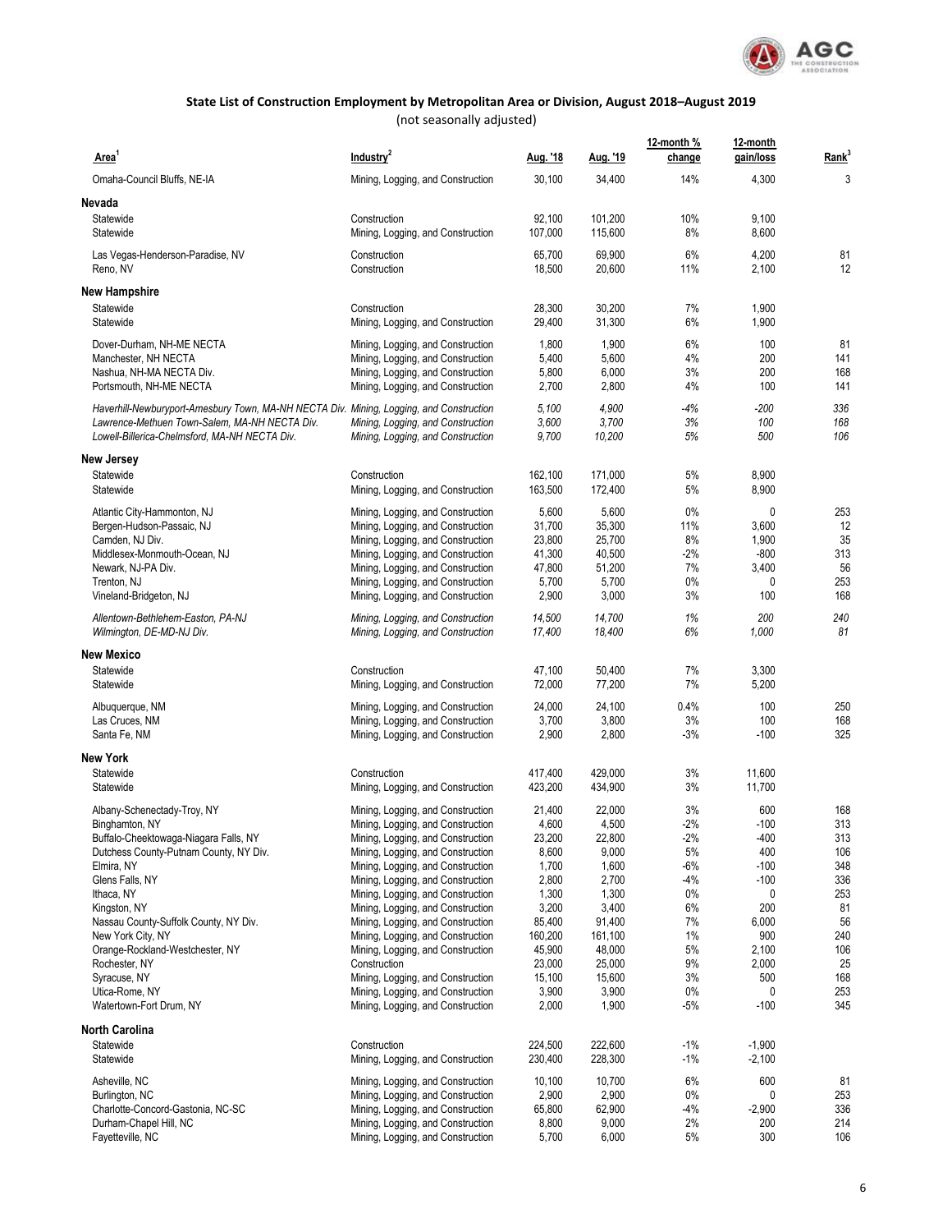## State List of Construction Employment by Metropolitan Area or Division, August 2018–August 2019

(not seasonally adjusted)

| Area[1] | Industry[2] | Aug. '18 | Aug. '19 | 12-month % change | 12-month gain/loss | Rank[3] |
|---|---|---|---|---|---|---|
| Omaha-Council Bluffs, NE-IA | Mining, Logging, and Construction | 30,100 | 34,400 | 14% | 4,300 | 3 |
| **Nevada** | | | | | | |
| Statewide | Construction | 92,100 | 101,200 | 10% | 9,100 | |
| Statewide | Mining, Logging, and Construction | 107,000 | 115,600 | 8% | 8,600 | |
| Las Vegas-Henderson-Paradise, NV | Construction | 65,700 | 69,900 | 6% | 4,200 | 81 |
| Reno, NV | Construction | 18,500 | 20,600 | 11% | 2,100 | 12 |
| **New Hampshire** | | | | | | |
| Statewide | Construction | 28,300 | 30,200 | 7% | 1,900 | |
| Statewide | Mining, Logging, and Construction | 29,400 | 31,300 | 6% | 1,900 | |
| Dover-Durham, NH-ME NECTA | Mining, Logging, and Construction | 1,800 | 1,900 | 6% | 100 | 81 |
| Manchester, NH NECTA | Mining, Logging, and Construction | 5,400 | 5,600 | 4% | 200 | 141 |
| Nashua, NH-MA NECTA Div. | Mining, Logging, and Construction | 5,800 | 6,000 | 3% | 200 | 168 |
| Portsmouth, NH-ME NECTA | Mining, Logging, and Construction | 2,700 | 2,800 | 4% | 100 | 141 |
| *Haverhill-Newburyport-Amesbury Town, MA-NH NECTA Div.* | *Mining, Logging, and Construction* | *5,100* | *4,900* | *-4%* | *-200* | *336* |
| *Lawrence-Methuen Town-Salem, MA-NH NECTA Div.* | *Mining, Logging, and Construction* | *3,600* | *3,700* | *3%* | *100* | *168* |
| *Lowell-Billerica-Chelmsford, MA-NH NECTA Div.* | *Mining, Logging, and Construction* | *9,700* | *10,200* | *5%* | *500* | *106* |
| **New Jersey** | | | | | | |
| Statewide | Construction | 162,100 | 171,000 | 5% | 8,900 | |
| Statewide | Mining, Logging, and Construction | 163,500 | 172,400 | 5% | 8,900 | |
| Atlantic City-Hammonton, NJ | Mining, Logging, and Construction | 5,600 | 5,600 | 0% | 0 | 253 |
| Bergen-Hudson-Passaic, NJ | Mining, Logging, and Construction | 31,700 | 35,300 | 11% | 3,600 | 12 |
| Camden, NJ Div. | Mining, Logging, and Construction | 23,800 | 25,700 | 8% | 1,900 | 35 |
| Middlesex-Monmouth-Ocean, NJ | Mining, Logging, and Construction | 41,300 | 40,500 | -2% | -800 | 313 |
| Newark, NJ-PA Div. | Mining, Logging, and Construction | 47,800 | 51,200 | 7% | 3,400 | 56 |
| Trenton, NJ | Mining, Logging, and Construction | 5,700 | 5,700 | 0% | 0 | 253 |
| Vineland-Bridgeton, NJ | Mining, Logging, and Construction | 2,900 | 3,000 | 3% | 100 | 168 |
| *Allentown-Bethlehem-Easton, PA-NJ* | *Mining, Logging, and Construction* | *14,500* | *14,700* | *1%* | *200* | *240* |
| *Wilmington, DE-MD-NJ Div.* | *Mining, Logging, and Construction* | *17,400* | *18,400* | *6%* | *1,000* | *81* |
| **New Mexico** | | | | | | |
| Statewide | Construction | 47,100 | 50,400 | 7% | 3,300 | |
| Statewide | Mining, Logging, and Construction | 72,000 | 77,200 | 7% | 5,200 | |
| Albuquerque, NM | Mining, Logging, and Construction | 24,000 | 24,100 | 0.4% | 100 | 250 |
| Las Cruces, NM | Mining, Logging, and Construction | 3,700 | 3,800 | 3% | 100 | 168 |
| Santa Fe, NM | Mining, Logging, and Construction | 2,900 | 2,800 | -3% | -100 | 325 |
| **New York** | | | | | | |
| Statewide | Construction | 417,400 | 429,000 | 3% | 11,600 | |
| Statewide | Mining, Logging, and Construction | 423,200 | 434,900 | 3% | 11,700 | |
| Albany-Schenectady-Troy, NY | Mining, Logging, and Construction | 21,400 | 22,000 | 3% | 600 | 168 |
| Binghamton, NY | Mining, Logging, and Construction | 4,600 | 4,500 | -2% | -100 | 313 |
| Buffalo-Cheektowaga-Niagara Falls, NY | Mining, Logging, and Construction | 23,200 | 22,800 | -2% | -400 | 313 |
| Dutchess County-Putnam County, NY Div. | Mining, Logging, and Construction | 8,600 | 9,000 | 5% | 400 | 106 |
| Elmira, NY | Mining, Logging, and Construction | 1,700 | 1,600 | -6% | -100 | 348 |
| Glens Falls, NY | Mining, Logging, and Construction | 2,800 | 2,700 | -4% | -100 | 336 |
| Ithaca, NY | Mining, Logging, and Construction | 1,300 | 1,300 | 0% | 0 | 253 |
| Kingston, NY | Mining, Logging, and Construction | 3,200 | 3,400 | 6% | 200 | 81 |
| Nassau County-Suffolk County, NY Div. | Mining, Logging, and Construction | 85,400 | 91,400 | 7% | 6,000 | 56 |
| New York City, NY | Mining, Logging, and Construction | 160,200 | 161,100 | 1% | 900 | 240 |
| Orange-Rockland-Westchester, NY | Mining, Logging, and Construction | 45,900 | 48,000 | 5% | 2,100 | 106 |
| Rochester, NY | Construction | 23,000 | 25,000 | 9% | 2,000 | 25 |
| Syracuse, NY | Mining, Logging, and Construction | 15,100 | 15,600 | 3% | 500 | 168 |
| Utica-Rome, NY | Mining, Logging, and Construction | 3,900 | 3,900 | 0% | 0 | 253 |
| Watertown-Fort Drum, NY | Mining, Logging, and Construction | 2,000 | 1,900 | -5% | -100 | 345 |
| **North Carolina** | | | | | | |
| Statewide | Construction | 224,500 | 222,600 | -1% | -1,900 | |
| Statewide | Mining, Logging, and Construction | 230,400 | 228,300 | -1% | -2,100 | |
| Asheville, NC | Mining, Logging, and Construction | 10,100 | 10,700 | 6% | 600 | 81 |
| Burlington, NC | Mining, Logging, and Construction | 2,900 | 2,900 | 0% | 0 | 253 |
| Charlotte-Concord-Gastonia, NC-SC | Mining, Logging, and Construction | 65,800 | 62,900 | -4% | -2,900 | 336 |
| Durham-Chapel Hill, NC | Mining, Logging, and Construction | 8,800 | 9,000 | 2% | 200 | 214 |
| Fayetteville, NC | Mining, Logging, and Construction | 5,700 | 6,000 | 5% | 300 | 106 |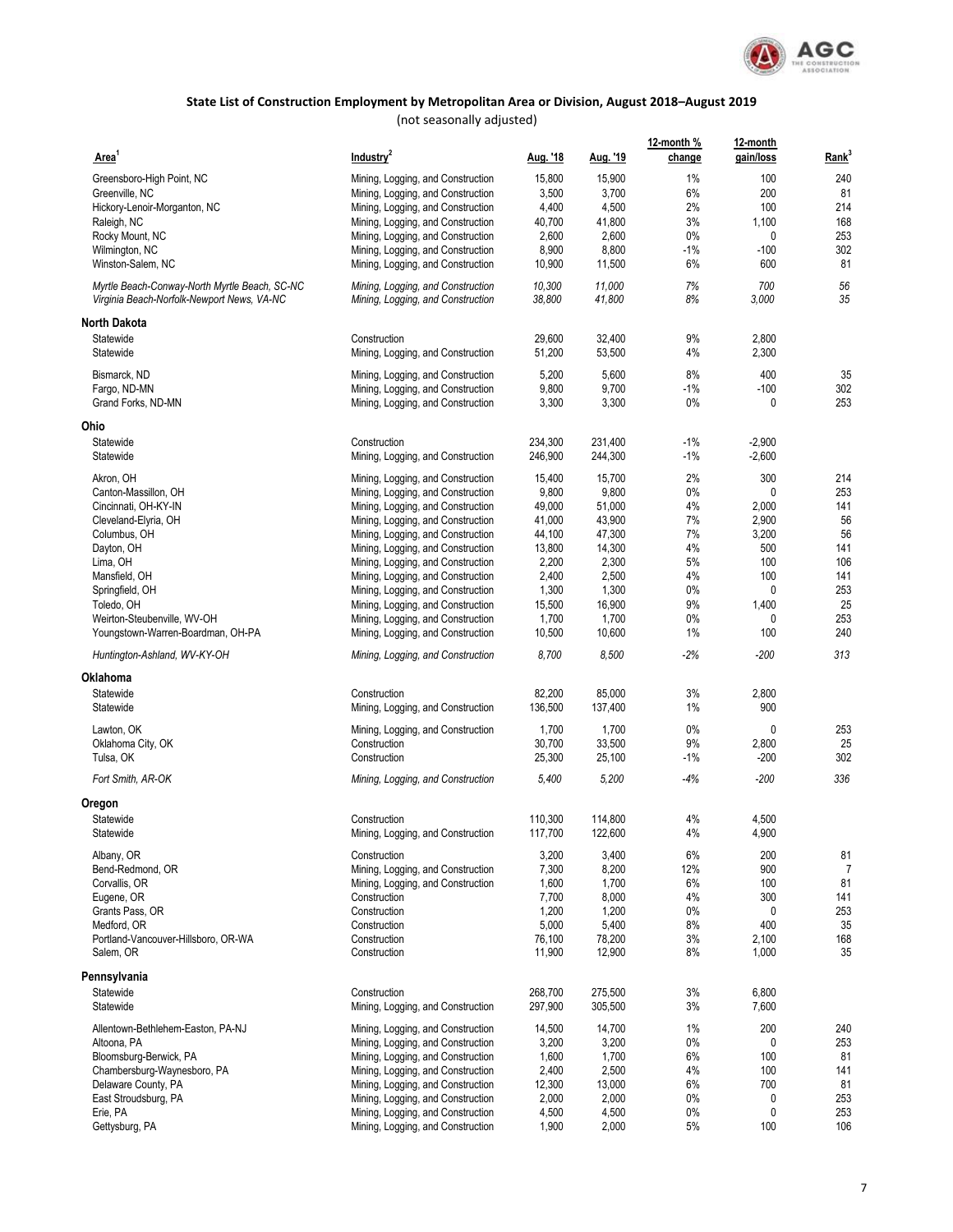## State List of Construction Employment by Metropolitan Area or Division, August 2018–August 2019

(not seasonally adjusted)

| Area[1] | Industry[2] | Aug. '18 | Aug. '19 | 12-month % change | 12-month gain/loss | Rank[3] |
|---|---|---|---|---|---|---|
| Greensboro-High Point, NC | Mining, Logging, and Construction | 15,800 | 15,900 | 1% | 100 | 240 |
| Greenville, NC | Mining, Logging, and Construction | 3,500 | 3,700 | 6% | 200 | 81 |
| Hickory-Lenoir-Morganton, NC | Mining, Logging, and Construction | 4,400 | 4,500 | 2% | 100 | 214 |
| Raleigh, NC | Mining, Logging, and Construction | 40,700 | 41,800 | 3% | 1,100 | 168 |
| Rocky Mount, NC | Mining, Logging, and Construction | 2,600 | 2,600 | 0% | 0 | 253 |
| Wilmington, NC | Mining, Logging, and Construction | 8,900 | 8,800 | -1% | -100 | 302 |
| Winston-Salem, NC | Mining, Logging, and Construction | 10,900 | 11,500 | 6% | 600 | 81 |
| *Myrtle Beach-Conway-North Myrtle Beach, SC-NC* | *Mining, Logging, and Construction* | *10,300* | *11,000* | *7%* | *700* | *56* |
| *Virginia Beach-Norfolk-Newport News, VA-NC* | *Mining, Logging, and Construction* | *38,800* | *41,800* | *8%* | *3,000* | *35* |
| **North Dakota** | | | | | | |
| Statewide | Construction | 29,600 | 32,400 | 9% | 2,800 | |
| Statewide | Mining, Logging, and Construction | 51,200 | 53,500 | 4% | 2,300 | |
| Bismarck, ND | Mining, Logging, and Construction | 5,200 | 5,600 | 8% | 400 | 35 |
| Fargo, ND-MN | Mining, Logging, and Construction | 9,800 | 9,700 | -1% | -100 | 302 |
| Grand Forks, ND-MN | Mining, Logging, and Construction | 3,300 | 3,300 | 0% | 0 | 253 |
| **Ohio** | | | | | | |
| Statewide | Construction | 234,300 | 231,400 | -1% | -2,900 | |
| Statewide | Mining, Logging, and Construction | 246,900 | 244,300 | -1% | -2,600 | |
| Akron, OH | Mining, Logging, and Construction | 15,400 | 15,700 | 2% | 300 | 214 |
| Canton-Massillon, OH | Mining, Logging, and Construction | 9,800 | 9,800 | 0% | 0 | 253 |
| Cincinnati, OH-KY-IN | Mining, Logging, and Construction | 49,000 | 51,000 | 4% | 2,000 | 141 |
| Cleveland-Elyria, OH | Mining, Logging, and Construction | 41,000 | 43,900 | 7% | 2,900 | 56 |
| Columbus, OH | Mining, Logging, and Construction | 44,100 | 47,300 | 7% | 3,200 | 56 |
| Dayton, OH | Mining, Logging, and Construction | 13,800 | 14,300 | 4% | 500 | 141 |
| Lima, OH | Mining, Logging, and Construction | 2,200 | 2,300 | 5% | 100 | 106 |
| Mansfield, OH | Mining, Logging, and Construction | 2,400 | 2,500 | 4% | 100 | 141 |
| Springfield, OH | Mining, Logging, and Construction | 1,300 | 1,300 | 0% | 0 | 253 |
| Toledo, OH | Mining, Logging, and Construction | 15,500 | 16,900 | 9% | 1,400 | 25 |
| Weirton-Steubenville, WV-OH | Mining, Logging, and Construction | 1,700 | 1,700 | 0% | 0 | 253 |
| Youngstown-Warren-Boardman, OH-PA | Mining, Logging, and Construction | 10,500 | 10,600 | 1% | 100 | 240 |
| *Huntington-Ashland, WV-KY-OH* | *Mining, Logging, and Construction* | *8,700* | *8,500* | *-2%* | *-200* | *313* |
| **Oklahoma** | | | | | | |
| Statewide | Construction | 82,200 | 85,000 | 3% | 2,800 | |
| Statewide | Mining, Logging, and Construction | 136,500 | 137,400 | 1% | 900 | |
| Lawton, OK | Mining, Logging, and Construction | 1,700 | 1,700 | 0% | 0 | 253 |
| Oklahoma City, OK | Construction | 30,700 | 33,500 | 9% | 2,800 | 25 |
| Tulsa, OK | Construction | 25,300 | 25,100 | -1% | -200 | 302 |
| *Fort Smith, AR-OK* | *Mining, Logging, and Construction* | *5,400* | *5,200* | *-4%* | *-200* | *336* |
| **Oregon** | | | | | | |
| Statewide | Construction | 110,300 | 114,800 | 4% | 4,500 | |
| Statewide | Mining, Logging, and Construction | 117,700 | 122,600 | 4% | 4,900 | |
| Albany, OR | Construction | 3,200 | 3,400 | 6% | 200 | 81 |
| Bend-Redmond, OR | Mining, Logging, and Construction | 7,300 | 8,200 | 12% | 900 | 7 |
| Corvallis, OR | Mining, Logging, and Construction | 1,600 | 1,700 | 6% | 100 | 81 |
| Eugene, OR | Construction | 7,700 | 8,000 | 4% | 300 | 141 |
| Grants Pass, OR | Construction | 1,200 | 1,200 | 0% | 0 | 253 |
| Medford, OR | Construction | 5,000 | 5,400 | 8% | 400 | 35 |
| Portland-Vancouver-Hillsboro, OR-WA | Construction | 76,100 | 78,200 | 3% | 2,100 | 168 |
| Salem, OR | Construction | 11,900 | 12,900 | 8% | 1,000 | 35 |
| **Pennsylvania** | | | | | | |
| Statewide | Construction | 268,700 | 275,500 | 3% | 6,800 | |
| Statewide | Mining, Logging, and Construction | 297,900 | 305,500 | 3% | 7,600 | |
| Allentown-Bethlehem-Easton, PA-NJ | Mining, Logging, and Construction | 14,500 | 14,700 | 1% | 200 | 240 |
| Altoona, PA | Mining, Logging, and Construction | 3,200 | 3,200 | 0% | 0 | 253 |
| Bloomsburg-Berwick, PA | Mining, Logging, and Construction | 1,600 | 1,700 | 6% | 100 | 81 |
| Chambersburg-Waynesboro, PA | Mining, Logging, and Construction | 2,400 | 2,500 | 4% | 100 | 141 |
| Delaware County, PA | Mining, Logging, and Construction | 12,300 | 13,000 | 6% | 700 | 81 |
| East Stroudsburg, PA | Mining, Logging, and Construction | 2,000 | 2,000 | 0% | 0 | 253 |
| Erie, PA | Mining, Logging, and Construction | 4,500 | 4,500 | 0% | 0 | 253 |
| Gettysburg, PA | Mining, Logging, and Construction | 1,900 | 2,000 | 5% | 100 | 106 |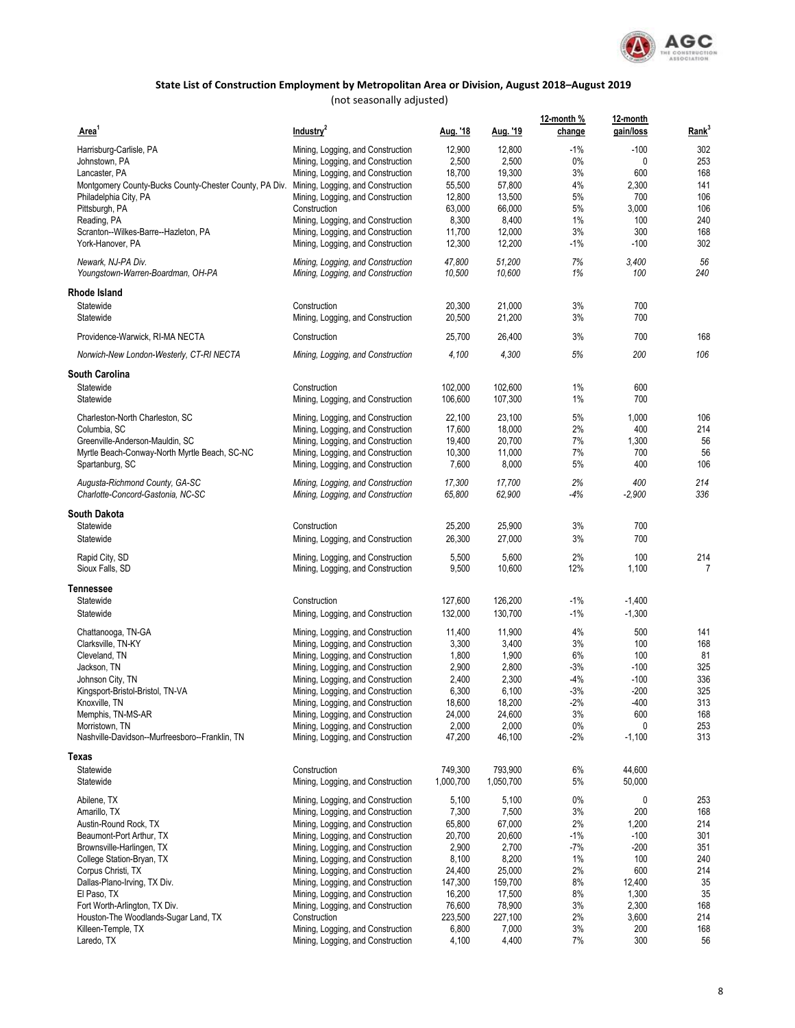## State List of Construction Employment by Metropolitan Area or Division, August 2018–August 2019

(not seasonally adjusted)

| Area[1] | Industry[2] | Aug. '18 | Aug. '19 | 12-month % change | 12-month gain/loss | Rank[3] |
|---|---|---|---|---|---|---|
| Harrisburg-Carlisle, PA | Mining, Logging, and Construction | 12,900 | 12,800 | -1% | -100 | 302 |
| Johnstown, PA | Mining, Logging, and Construction | 2,500 | 2,500 | 0% | 0 | 253 |
| Lancaster, PA | Mining, Logging, and Construction | 18,700 | 19,300 | 3% | 600 | 168 |
| Montgomery County-Bucks County-Chester County, PA Div. | Mining, Logging, and Construction | 55,500 | 57,800 | 4% | 2,300 | 141 |
| Philadelphia City, PA | Mining, Logging, and Construction | 12,800 | 13,500 | 5% | 700 | 106 |
| Pittsburgh, PA | Construction | 63,000 | 66,000 | 5% | 3,000 | 106 |
| Reading, PA | Mining, Logging, and Construction | 8,300 | 8,400 | 1% | 100 | 240 |
| Scranton--Wilkes-Barre--Hazleton, PA | Mining, Logging, and Construction | 11,700 | 12,000 | 3% | 300 | 168 |
| York-Hanover, PA | Mining, Logging, and Construction | 12,300 | 12,200 | -1% | -100 | 302 |
| *Newark, NJ-PA Div.* | *Mining, Logging, and Construction* | *47,800* | *51,200* | *7%* | *3,400* | *56* |
| *Youngstown-Warren-Boardman, OH-PA* | *Mining, Logging, and Construction* | *10,500* | *10,600* | *1%* | *100* | *240* |
| **Rhode Island** | | | | | | |
| Statewide | Construction | 20,300 | 21,000 | 3% | 700 | |
| Statewide | Mining, Logging, and Construction | 20,500 | 21,200 | 3% | 700 | |
| Providence-Warwick, RI-MA NECTA | Construction | 25,700 | 26,400 | 3% | 700 | 168 |
| *Norwich-New London-Westerly, CT-RI NECTA* | *Mining, Logging, and Construction* | *4,100* | *4,300* | *5%* | *200* | *106* |
| **South Carolina** | | | | | | |
| Statewide | Construction | 102,000 | 102,600 | 1% | 600 | |
| Statewide | Mining, Logging, and Construction | 106,600 | 107,300 | 1% | 700 | |
| Charleston-North Charleston, SC | Mining, Logging, and Construction | 22,100 | 23,100 | 5% | 1,000 | 106 |
| Columbia, SC | Mining, Logging, and Construction | 17,600 | 18,000 | 2% | 400 | 214 |
| Greenville-Anderson-Mauldin, SC | Mining, Logging, and Construction | 19,400 | 20,700 | 7% | 1,300 | 56 |
| Myrtle Beach-Conway-North Myrtle Beach, SC-NC | Mining, Logging, and Construction | 10,300 | 11,000 | 7% | 700 | 56 |
| Spartanburg, SC | Mining, Logging, and Construction | 7,600 | 8,000 | 5% | 400 | 106 |
| *Augusta-Richmond County, GA-SC* | *Mining, Logging, and Construction* | *17,300* | *17,700* | *2%* | *400* | *214* |
| *Charlotte-Concord-Gastonia, NC-SC* | *Mining, Logging, and Construction* | *65,800* | *62,900* | *-4%* | *-2,900* | *336* |
| **South Dakota** | | | | | | |
| Statewide | Construction | 25,200 | 25,900 | 3% | 700 | |
| Statewide | Mining, Logging, and Construction | 26,300 | 27,000 | 3% | 700 | |
| Rapid City, SD | Mining, Logging, and Construction | 5,500 | 5,600 | 2% | 100 | 214 |
| Sioux Falls, SD | Mining, Logging, and Construction | 9,500 | 10,600 | 12% | 1,100 | 7 |
| **Tennessee** | | | | | | |
| Statewide | Construction | 127,600 | 126,200 | -1% | -1,400 | |
| Statewide | Mining, Logging, and Construction | 132,000 | 130,700 | -1% | -1,300 | |
| Chattanooga, TN-GA | Mining, Logging, and Construction | 11,400 | 11,900 | 4% | 500 | 141 |
| Clarksville, TN-KY | Mining, Logging, and Construction | 3,300 | 3,400 | 3% | 100 | 168 |
| Cleveland, TN | Mining, Logging, and Construction | 1,800 | 1,900 | 6% | 100 | 81 |
| Jackson, TN | Mining, Logging, and Construction | 2,900 | 2,800 | -3% | -100 | 325 |
| Johnson City, TN | Mining, Logging, and Construction | 2,400 | 2,300 | -4% | -100 | 336 |
| Kingsport-Bristol-Bristol, TN-VA | Mining, Logging, and Construction | 6,300 | 6,100 | -3% | -200 | 325 |
| Knoxville, TN | Mining, Logging, and Construction | 18,600 | 18,200 | -2% | -400 | 313 |
| Memphis, TN-MS-AR | Mining, Logging, and Construction | 24,000 | 24,600 | 3% | 600 | 168 |
| Morristown, TN | Mining, Logging, and Construction | 2,000 | 2,000 | 0% | 0 | 253 |
| Nashville-Davidson--Murfreesboro--Franklin, TN | Mining, Logging, and Construction | 47,200 | 46,100 | -2% | -1,100 | 313 |
| **Texas** | | | | | | |
| Statewide | Construction | 749,300 | 793,900 | 6% | 44,600 | |
| Statewide | Mining, Logging, and Construction | 1,000,700 | 1,050,700 | 5% | 50,000 | |
| Abilene, TX | Mining, Logging, and Construction | 5,100 | 5,100 | 0% | 0 | 253 |
| Amarillo, TX | Mining, Logging, and Construction | 7,300 | 7,500 | 3% | 200 | 168 |
| Austin-Round Rock, TX | Mining, Logging, and Construction | 65,800 | 67,000 | 2% | 1,200 | 214 |
| Beaumont-Port Arthur, TX | Mining, Logging, and Construction | 20,700 | 20,600 | -1% | -100 | 301 |
| Brownsville-Harlingen, TX | Mining, Logging, and Construction | 2,900 | 2,700 | -7% | -200 | 351 |
| College Station-Bryan, TX | Mining, Logging, and Construction | 8,100 | 8,200 | 1% | 100 | 240 |
| Corpus Christi, TX | Mining, Logging, and Construction | 24,400 | 25,000 | 2% | 600 | 214 |
| Dallas-Plano-Irving, TX Div. | Mining, Logging, and Construction | 147,300 | 159,700 | 8% | 12,400 | 35 |
| El Paso, TX | Mining, Logging, and Construction | 16,200 | 17,500 | 8% | 1,300 | 35 |
| Fort Worth-Arlington, TX Div. | Mining, Logging, and Construction | 76,600 | 78,900 | 3% | 2,300 | 168 |
| Houston-The Woodlands-Sugar Land, TX | Construction | 223,500 | 227,100 | 2% | 3,600 | 214 |
| Killeen-Temple, TX | Mining, Logging, and Construction | 6,800 | 7,000 | 3% | 200 | 168 |
| Laredo, TX | Mining, Logging, and Construction | 4,100 | 4,400 | 7% | 300 | 56 |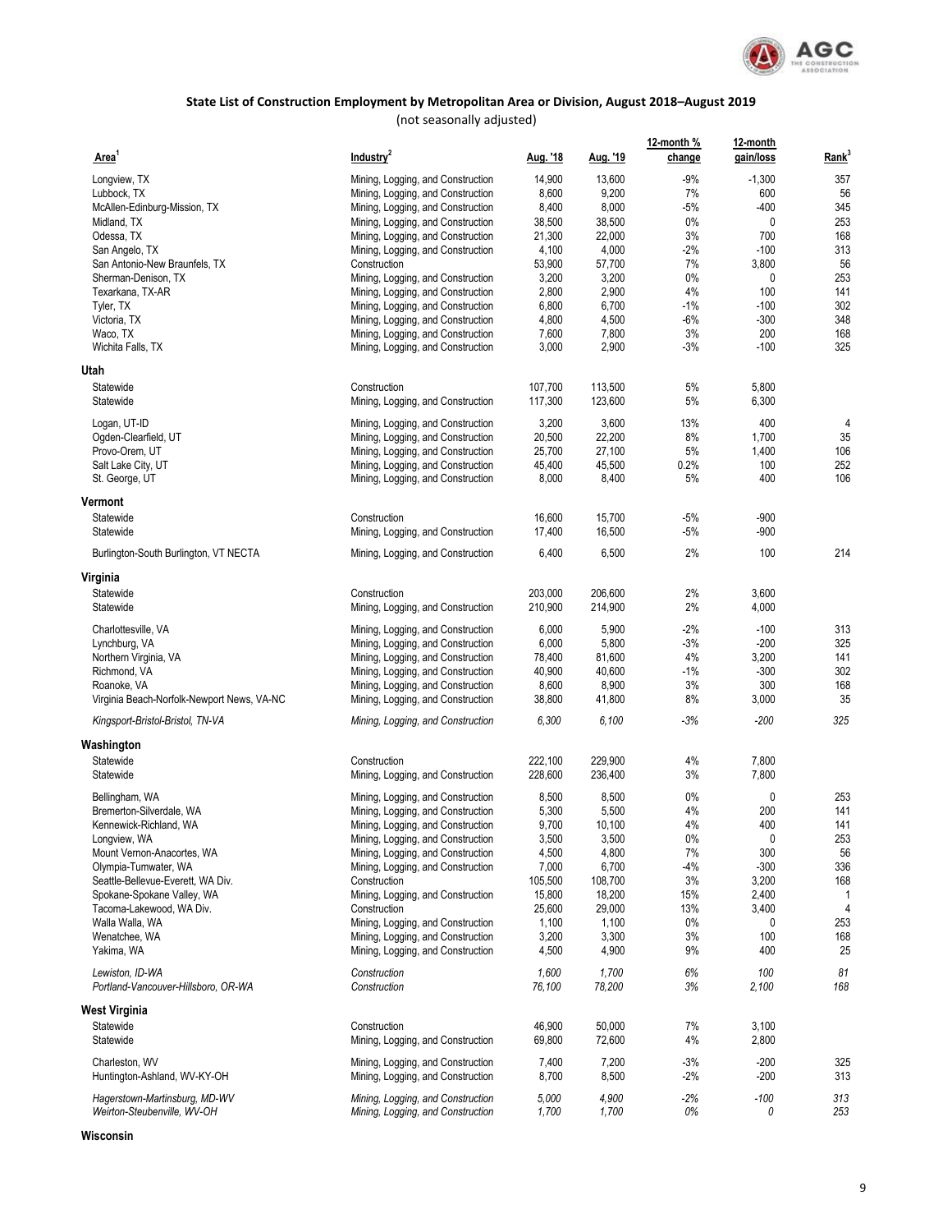## State List of Construction Employment by Metropolitan Area or Division, August 2018–August 2019

(not seasonally adjusted)

| Area[1] | Industry[2] | Aug. '18 | Aug. '19 | 12-month % change | 12-month gain/loss | Rank[3] |
|---|---|---|---|---|---|---|
| Longview, TX | Mining, Logging, and Construction | 14,900 | 13,600 | -9% | -1,300 | 357 |
| Lubbock, TX | Mining, Logging, and Construction | 8,600 | 9,200 | 7% | 600 | 56 |
| McAllen-Edinburg-Mission, TX | Mining, Logging, and Construction | 8,400 | 8,000 | -5% | -400 | 345 |
| Midland, TX | Mining, Logging, and Construction | 38,500 | 38,500 | 0% | 0 | 253 |
| Odessa, TX | Mining, Logging, and Construction | 21,300 | 22,000 | 3% | 700 | 168 |
| San Angelo, TX | Mining, Logging, and Construction | 4,100 | 4,000 | -2% | -100 | 313 |
| San Antonio-New Braunfels, TX | Construction | 53,900 | 57,700 | 7% | 3,800 | 56 |
| Sherman-Denison, TX | Mining, Logging, and Construction | 3,200 | 3,200 | 0% | 0 | 253 |
| Texarkana, TX-AR | Mining, Logging, and Construction | 2,800 | 2,900 | 4% | 100 | 141 |
| Tyler, TX | Mining, Logging, and Construction | 6,800 | 6,700 | -1% | -100 | 302 |
| Victoria, TX | Mining, Logging, and Construction | 4,800 | 4,500 | -6% | -300 | 348 |
| Waco, TX | Mining, Logging, and Construction | 7,600 | 7,800 | 3% | 200 | 168 |
| Wichita Falls, TX | Mining, Logging, and Construction | 3,000 | 2,900 | -3% | -100 | 325 |
| **Utah** | | | | | | |
| Statewide | Construction | 107,700 | 113,500 | 5% | 5,800 | |
| Statewide | Mining, Logging, and Construction | 117,300 | 123,600 | 5% | 6,300 | |
| Logan, UT-ID | Mining, Logging, and Construction | 3,200 | 3,600 | 13% | 400 | 4 |
| Ogden-Clearfield, UT | Mining, Logging, and Construction | 20,500 | 22,200 | 8% | 1,700 | 35 |
| Provo-Orem, UT | Mining, Logging, and Construction | 25,700 | 27,100 | 5% | 1,400 | 106 |
| Salt Lake City, UT | Mining, Logging, and Construction | 45,400 | 45,500 | 0.2% | 100 | 252 |
| St. George, UT | Mining, Logging, and Construction | 8,000 | 8,400 | 5% | 400 | 106 |
| **Vermont** | | | | | | |
| Statewide | Construction | 16,600 | 15,700 | -5% | -900 | |
| Statewide | Mining, Logging, and Construction | 17,400 | 16,500 | -5% | -900 | |
| Burlington-South Burlington, VT NECTA | Mining, Logging, and Construction | 6,400 | 6,500 | 2% | 100 | 214 |
| **Virginia** | | | | | | |
| Statewide | Construction | 203,000 | 206,600 | 2% | 3,600 | |
| Statewide | Mining, Logging, and Construction | 210,900 | 214,900 | 2% | 4,000 | |
| Charlottesville, VA | Mining, Logging, and Construction | 6,000 | 5,900 | -2% | -100 | 313 |
| Lynchburg, VA | Mining, Logging, and Construction | 6,000 | 5,800 | -3% | -200 | 325 |
| Northern Virginia, VA | Mining, Logging, and Construction | 78,400 | 81,600 | 4% | 3,200 | 141 |
| Richmond, VA | Mining, Logging, and Construction | 40,900 | 40,600 | -1% | -300 | 302 |
| Roanoke, VA | Mining, Logging, and Construction | 8,600 | 8,900 | 3% | 300 | 168 |
| Virginia Beach-Norfolk-Newport News, VA-NC | Mining, Logging, and Construction | 38,800 | 41,800 | 8% | 3,000 | 35 |
| *Kingsport-Bristol-Bristol, TN-VA* | *Mining, Logging, and Construction* | *6,300* | *6,100* | *-3%* | *-200* | *325* |
| **Washington** | | | | | | |
| Statewide | Construction | 222,100 | 229,900 | 4% | 7,800 | |
| Statewide | Mining, Logging, and Construction | 228,600 | 236,400 | 3% | 7,800 | |
| Bellingham, WA | Mining, Logging, and Construction | 8,500 | 8,500 | 0% | 0 | 253 |
| Bremerton-Silverdale, WA | Mining, Logging, and Construction | 5,300 | 5,500 | 4% | 200 | 141 |
| Kennewick-Richland, WA | Mining, Logging, and Construction | 9,700 | 10,100 | 4% | 400 | 141 |
| Longview, WA | Mining, Logging, and Construction | 3,500 | 3,500 | 0% | 0 | 253 |
| Mount Vernon-Anacortes, WA | Mining, Logging, and Construction | 4,500 | 4,800 | 7% | 300 | 56 |
| Olympia-Tumwater, WA | Mining, Logging, and Construction | 7,000 | 6,700 | -4% | -300 | 336 |
| Seattle-Bellevue-Everett, WA Div. | Construction | 105,500 | 108,700 | 3% | 3,200 | 168 |
| Spokane-Spokane Valley, WA | Mining, Logging, and Construction | 15,800 | 18,200 | 15% | 2,400 | 1 |
| Tacoma-Lakewood, WA Div. | Construction | 25,600 | 29,000 | 13% | 3,400 | 4 |
| Walla Walla, WA | Mining, Logging, and Construction | 1,100 | 1,100 | 0% | 0 | 253 |
| Wenatchee, WA | Mining, Logging, and Construction | 3,200 | 3,300 | 3% | 100 | 168 |
| Yakima, WA | Mining, Logging, and Construction | 4,500 | 4,900 | 9% | 400 | 25 |
| *Lewiston, ID-WA* | *Construction* | *1,600* | *1,700* | *6%* | *100* | *81* |
| *Portland-Vancouver-Hillsboro, OR-WA* | *Construction* | *76,100* | *78,200* | *3%* | *2,100* | *168* |
| **West Virginia** | | | | | | |
| Statewide | Construction | 46,900 | 50,000 | 7% | 3,100 | |
| Statewide | Mining, Logging, and Construction | 69,800 | 72,600 | 4% | 2,800 | |
| Charleston, WV | Mining, Logging, and Construction | 7,400 | 7,200 | -3% | -200 | 325 |
| Huntington-Ashland, WV-KY-OH | Mining, Logging, and Construction | 8,700 | 8,500 | -2% | -200 | 313 |
| *Hagerstown-Martinsburg, MD-WV* | *Mining, Logging, and Construction* | *5,000* | *4,900* | *-2%* | *-100* | *313* |
| *Weirton-Steubenville, WV-OH* | *Mining, Logging, and Construction* | *1,700* | *1,700* | *0%* | *0* | *253* |
| **Wisconsin** | | | | | | |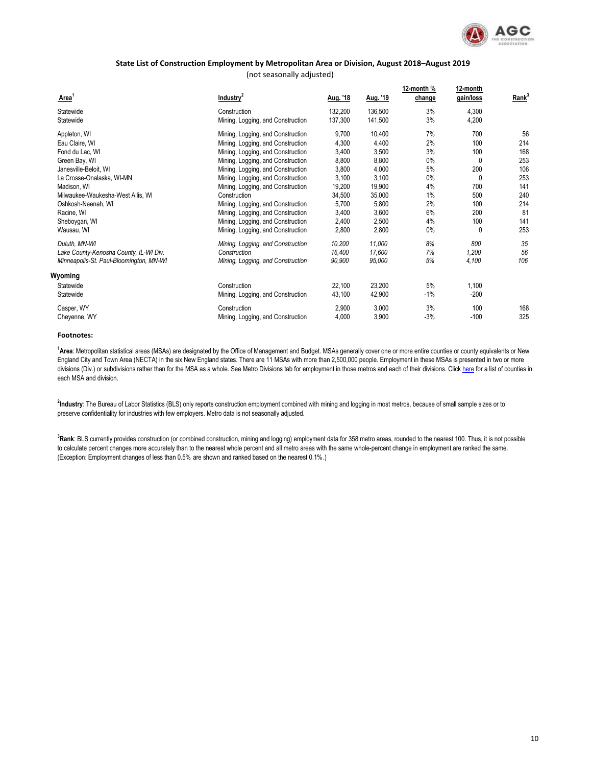## State List of Construction Employment by Metropolitan Area or Division, August 2018–August 2019

(not seasonally adjusted)

| Area[1] | Industry[2] | Aug. '18 | Aug. '19 | 12-month % change | 12-month gain/loss | Rank[3] |
|---|---|---|---|---|---|---|
| Statewide | Construction | 132,200 | 136,500 | 3% | 4,300 | |
| Statewide | Mining, Logging, and Construction | 137,300 | 141,500 | 3% | 4,200 | |
| Appleton, WI | Mining, Logging, and Construction | 9,700 | 10,400 | 7% | 700 | 56 |
| Eau Claire, WI | Mining, Logging, and Construction | 4,300 | 4,400 | 2% | 100 | 214 |
| Fond du Lac, WI | Mining, Logging, and Construction | 3,400 | 3,500 | 3% | 100 | 168 |
| Green Bay, WI | Mining, Logging, and Construction | 8,800 | 8,800 | 0% | 0 | 253 |
| Janesville-Beloit, WI | Mining, Logging, and Construction | 3,800 | 4,000 | 5% | 200 | 106 |
| La Crosse-Onalaska, WI-MN | Mining, Logging, and Construction | 3,100 | 3,100 | 0% | 0 | 253 |
| Madison, WI | Mining, Logging, and Construction | 19,200 | 19,900 | 4% | 700 | 141 |
| Milwaukee-Waukesha-West Allis, WI | Construction | 34,500 | 35,000 | 1% | 500 | 240 |
| Oshkosh-Neenah, WI | Mining, Logging, and Construction | 5,700 | 5,800 | 2% | 100 | 214 |
| Racine, WI | Mining, Logging, and Construction | 3,400 | 3,600 | 6% | 200 | 81 |
| Sheboygan, WI | Mining, Logging, and Construction | 2,400 | 2,500 | 4% | 100 | 141 |
| Wausau, WI | Mining, Logging, and Construction | 2,800 | 2,800 | 0% | 0 | 253 |
| *Duluth, MN-WI* | *Mining, Logging, and Construction* | *10,200* | *11,000* | *8%* | *800* | *35* |
| *Lake County-Kenosha County, IL-WI Div.* | *Construction* | *16,400* | *17,600* | *7%* | *1,200* | *56* |
| *Minneapolis-St. Paul-Bloomington, MN-WI* | *Mining, Logging, and Construction* | *90,900* | *95,000* | *5%* | *4,100* | *106* |
| **Wyoming** | | | | | | |
| Statewide | Construction | 22,100 | 23,200 | 5% | 1,100 | |
| Statewide | Mining, Logging, and Construction | 43,100 | 42,900 | -1% | -200 | |
| Casper, WY | Construction | 2,900 | 3,000 | 3% | 100 | 168 |
| Cheyenne, WY | Mining, Logging, and Construction | 4,000 | 3,900 | -3% | -100 | 325 |

**Footnotes:**

[1]**Area**: Metropolitan statistical areas (MSAs) are designated by the Office of Management and Budget. MSAs generally cover one or more entire counties or county equivalents or New England City and Town Area (NECTA) in the six New England states. There are 11 MSAs with more than 2,500,000 people. Employment in these MSAs is presented in two or more divisions (Div.) or subdivisions rather than for the MSA as a whole. See Metro Divisions tab for employment in those metros and each of their divisions. Click here for a list of counties in each MSA and division.

[2]**Industry**: The Bureau of Labor Statistics (BLS) only reports construction employment combined with mining and logging in most metros, because of small sample sizes or to preserve confidentiality for industries with few employers. Metro data is not seasonally adjusted.

[3]**Rank**: BLS currently provides construction (or combined construction, mining and logging) employment data for 358 metro areas, rounded to the nearest 100. Thus, it is not possible to calculate percent changes more accurately than to the nearest whole percent and all metro areas with the same whole-percent change in employment are ranked the same. (Exception: Employment changes of less than 0.5% are shown and ranked based on the nearest 0.1%.)